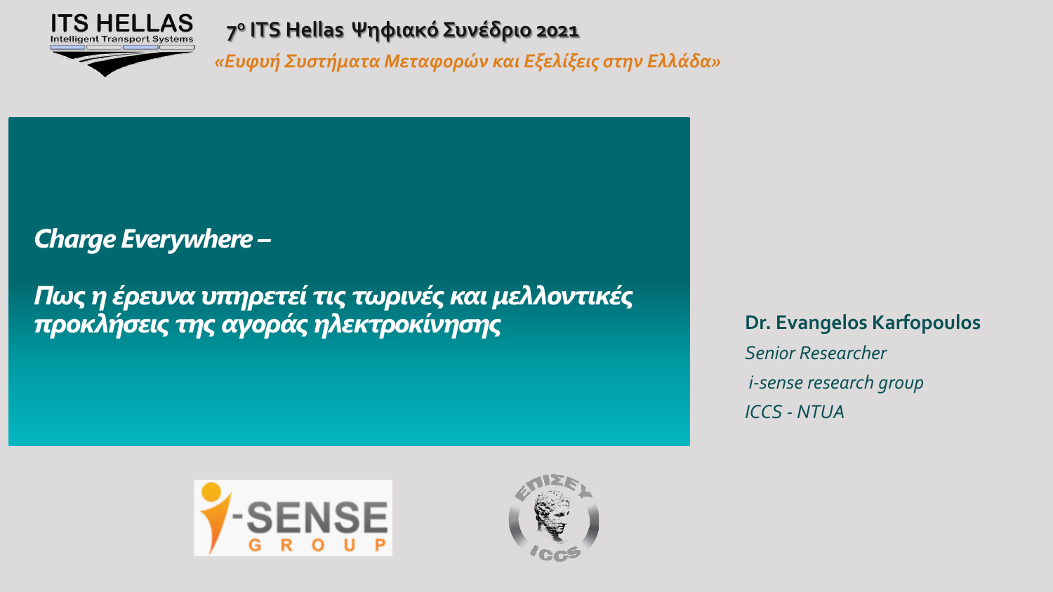**ITS HELLAS** Intelligent Transport Systems

**7ο ITS Hellas Ψηφιακό Συνέδριο 2021**

*«Ευφυή Συστήματα Μεταφορών και Εξελίξεις στην Ελλάδα»*

# *Charge Everywhere –*

# *Πως η έρευνα υπηρετεί τις τωρινές και μελλοντικές προκλήσεις της αγοράς ηλεκτροκίνησης*

**Dr. Evangelos Karfopoulos**

*Senior Researcher*

*i-sense research group*

*ICCS - NTUA*

i-SENSE GROUP

ΕΠΙΣΕΥ ICCS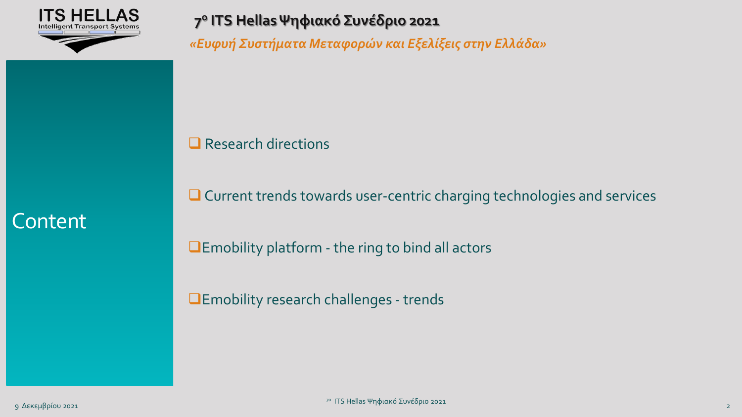## Content

- Research directions
- Current trends towards user-centric charging technologies and services
- Emobility platform - the ring to bind all actors
- Emobility research challenges - trends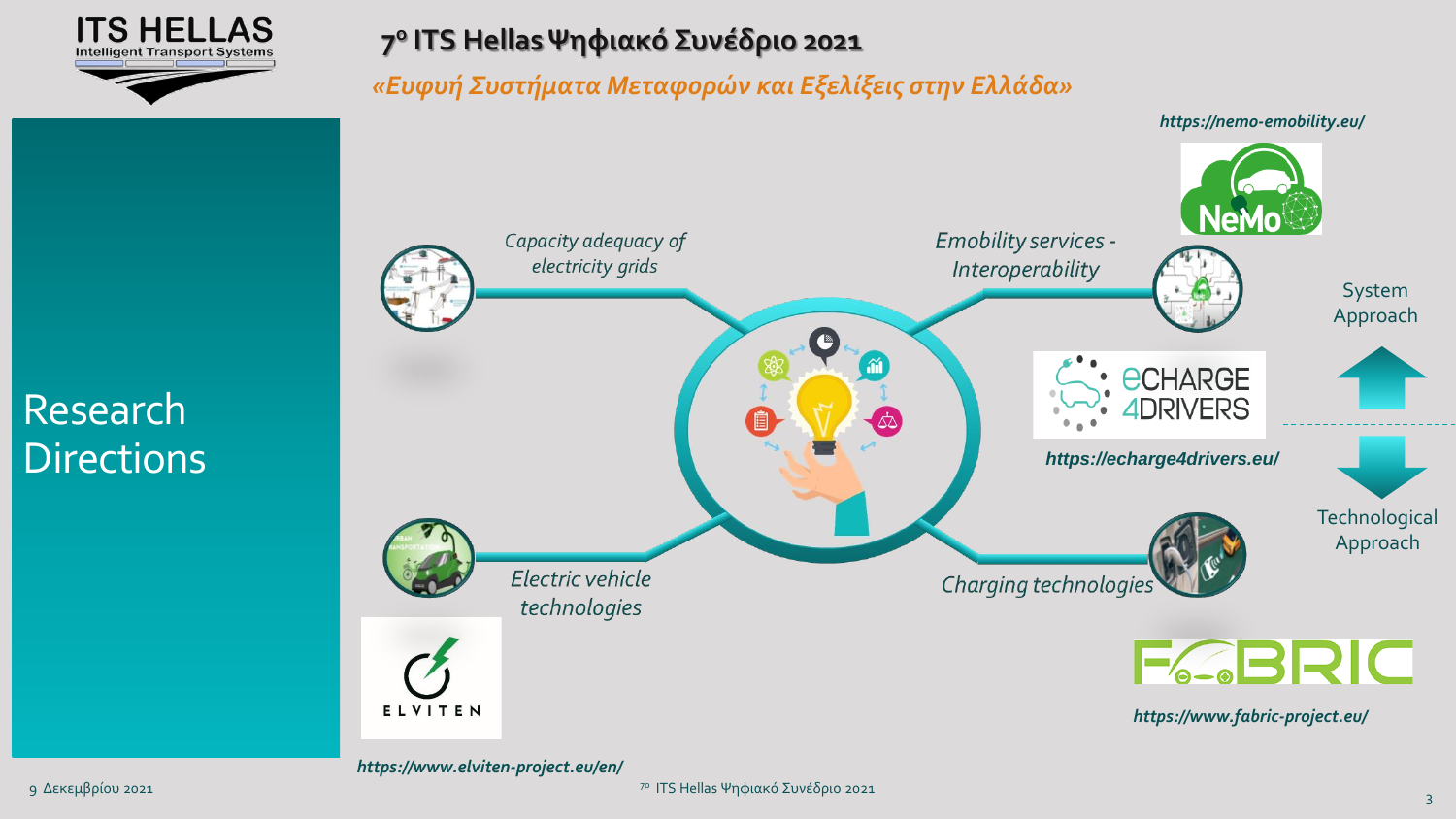# 7ο ITS Hellas Ψηφιακό Συνέδριο 2021

*«Ευφυή Συστήματα Μεταφορών και Εξελίξεις στην Ελλάδα»*

## Research Directions

*Capacity adequacy of electricity grids*

*Emobility services - Interoperability*

*Electric vehicle technologies*

*Charging technologies*

System Approach

Technological Approach

*https://nemo-emobility.eu/*

*https://echarge4drivers.eu/*

*https://www.fabric-project.eu/*

*https://www.elviten-project.eu/en/*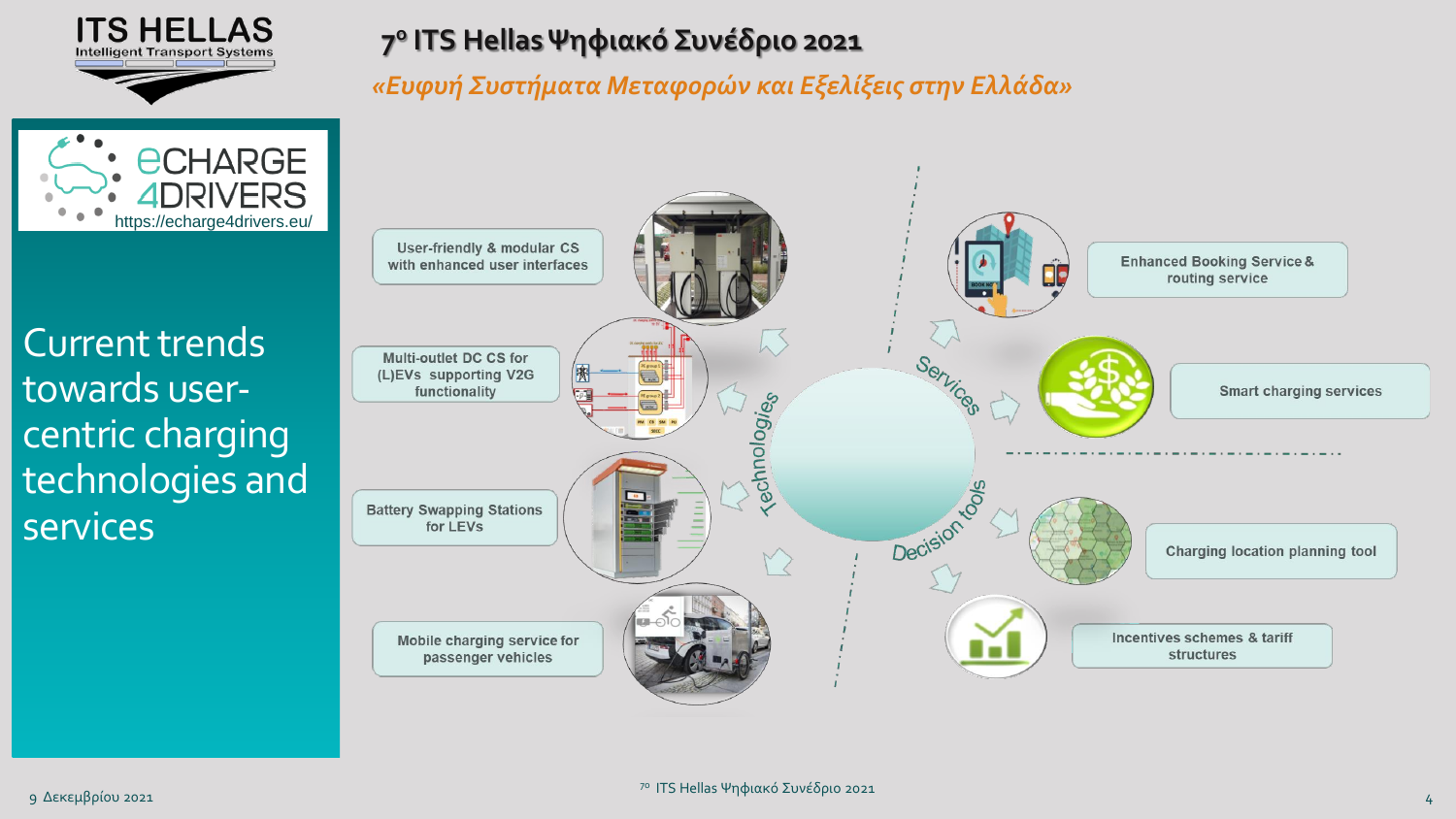# 7ο ITS Hellas Ψηφιακό Συνέδριο 2021

*«Ευφυή Συστήματα Μεταφορών και Εξελίξεις στην Ελλάδα»*

eCHARGE 4DRIVERS
https://echarge4drivers.eu/

## Current trends towards user-centric charging technologies and services

**Technologies**

- User-friendly & modular CS with enhanced user interfaces
- Multi-outlet DC CS for (L)EVs supporting V2G functionality
- Battery Swapping Stations for LEVs
- Mobile charging service for passenger vehicles

**Services**

- Enhanced Booking Service & routing service
- Smart charging services

**Decision tools**

- Charging location planning tool
- Incentives schemes & tariff structures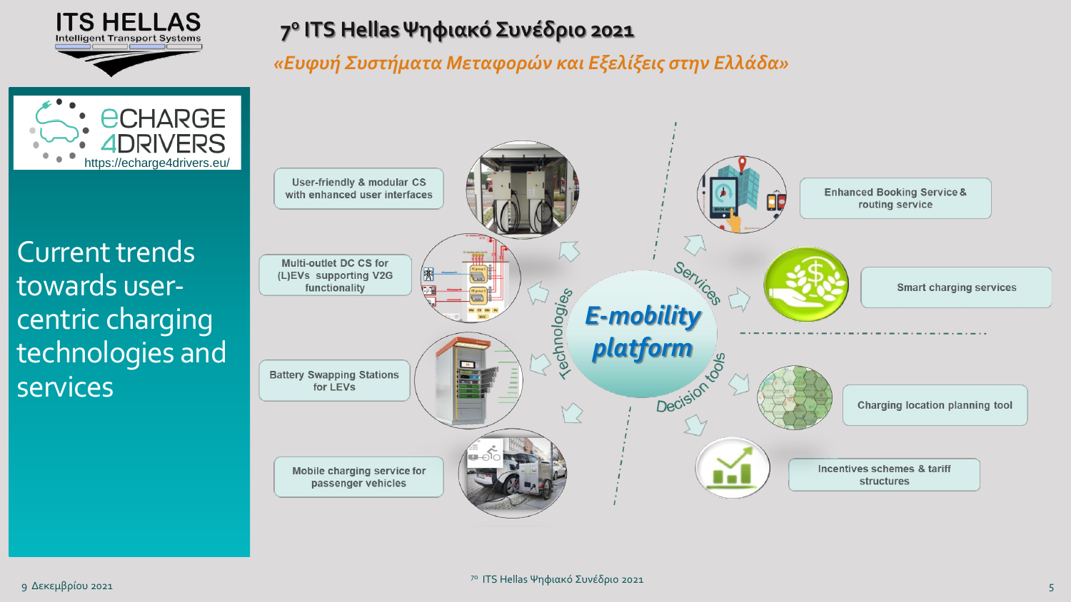# 7ο ITS Hellas Ψηφιακό Συνέδριο 2021

*«Ευφυή Συστήματα Μεταφορών και Εξελίξεις στην Ελλάδα»*

eCHARGE 4DRIVERS
https://echarge4drivers.eu/

## Current trends towards user-centric charging technologies and services

**E-mobility platform**

Technologies:
- User-friendly & modular CS with enhanced user interfaces
- Multi-outlet DC CS for (L)EVs supporting V2G functionality
- Battery Swapping Stations for LEVs
- Mobile charging service for passenger vehicles

Services:
- Enhanced Booking Service & routing service
- Smart charging services

Decision tools:
- Charging location planning tool
- Incentives schemes & tariff structures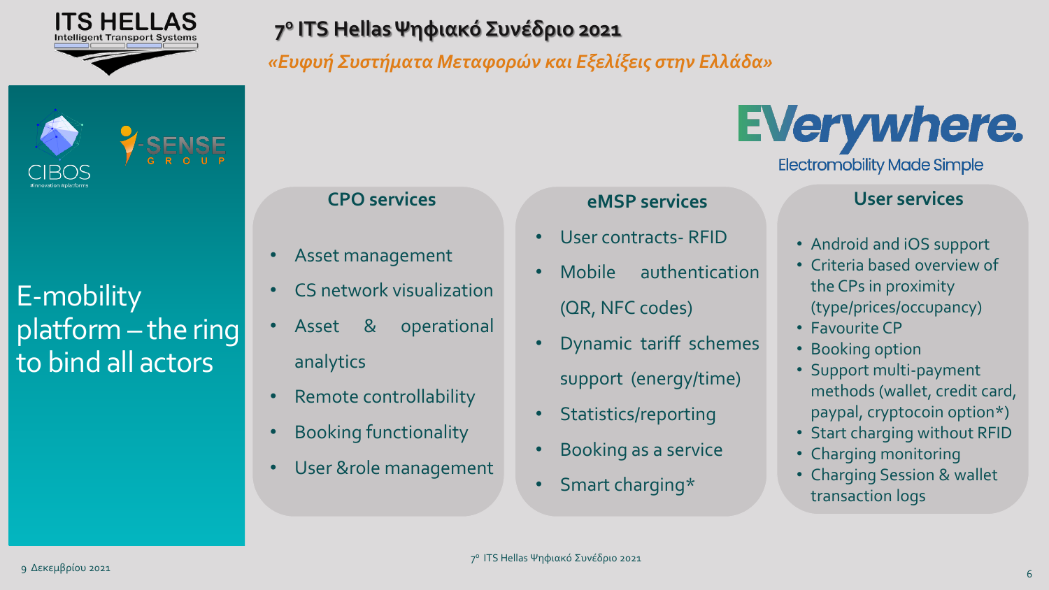# E-mobility platform – the ring to bind all actors

CIBOS #innovation #platforms

i-SENSE GROUP

**EVerywhere.**
Electromobility Made Simple

## CPO services

- Asset management
- CS network visualization
- Asset & operational analytics
- Remote controllability
- Booking functionality
- User &role management

## eMSP services

- User contracts- RFID
- Mobile authentication (QR, NFC codes)
- Dynamic tariff schemes support (energy/time)
- Statistics/reporting
- Booking as a service
- Smart charging*

## User services

- Android and iOS support
- Criteria based overview of the CPs in proximity (type/prices/occupancy)
- Favourite CP
- Booking option
- Support multi-payment methods (wallet, credit card, paypal, cryptocoin option*)
- Start charging without RFID
- Charging monitoring
- Charging Session & wallet transaction logs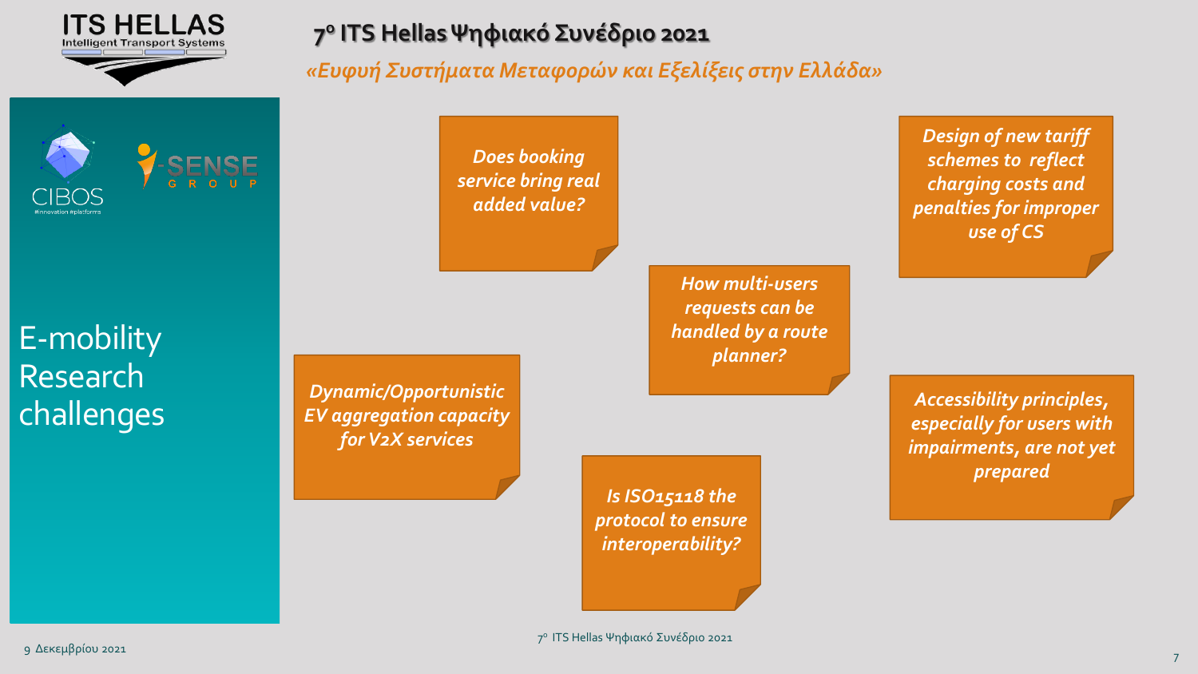# E-mobility Research challenges

- *Does booking service bring real added value?*
- *Design of new tariff schemes to reflect charging costs and penalties for improper use of CS*
- *How multi-users requests can be handled by a route planner?*
- *Dynamic/Opportunistic EV aggregation capacity for V2X services*
- *Accessibility principles, especially for users with impairments, are not yet prepared*
- *Is ISO15118 the protocol to ensure interoperability?*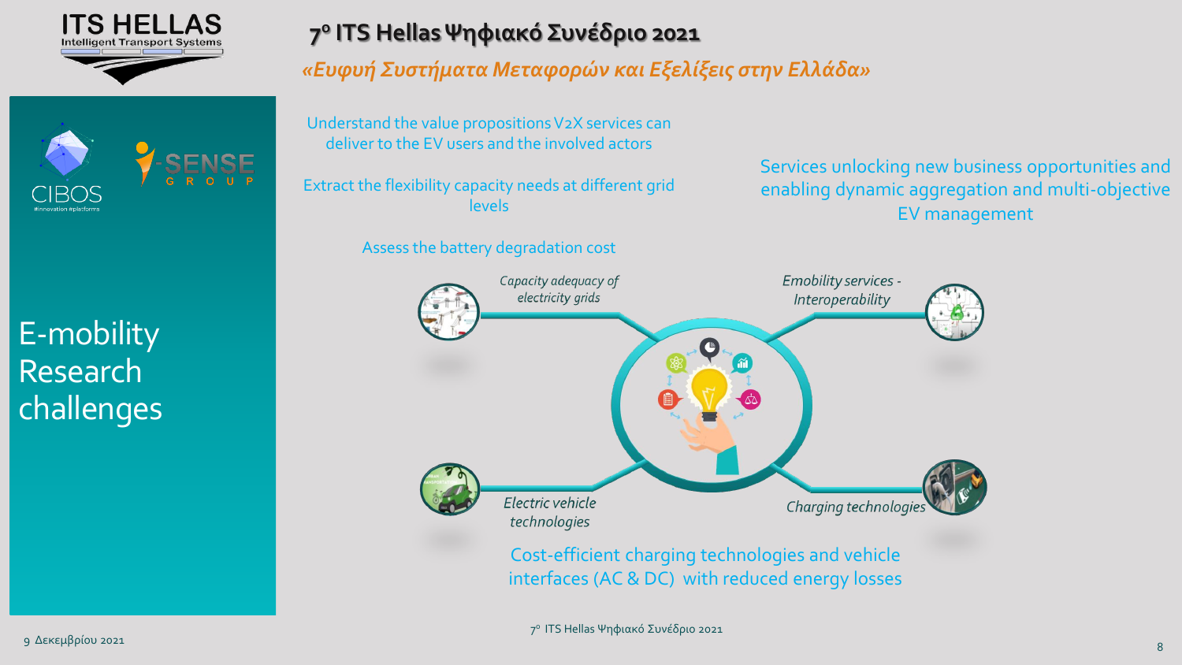# E-mobility Research challenges

CIBOS — #innovation #platforms

I-SENSE GROUP

Understand the value propositions V2X services can deliver to the EV users and the involved actors

Extract the flexibility capacity needs at different grid levels

Assess the battery degradation cost

Services unlocking new business opportunities and enabling dynamic aggregation and multi-objective EV management

*Capacity adequacy of electricity grids*

*Emobility services - Interoperability*

*Electric vehicle technologies*

*Charging technologies*

Cost-efficient charging technologies and vehicle interfaces (AC & DC) with reduced energy losses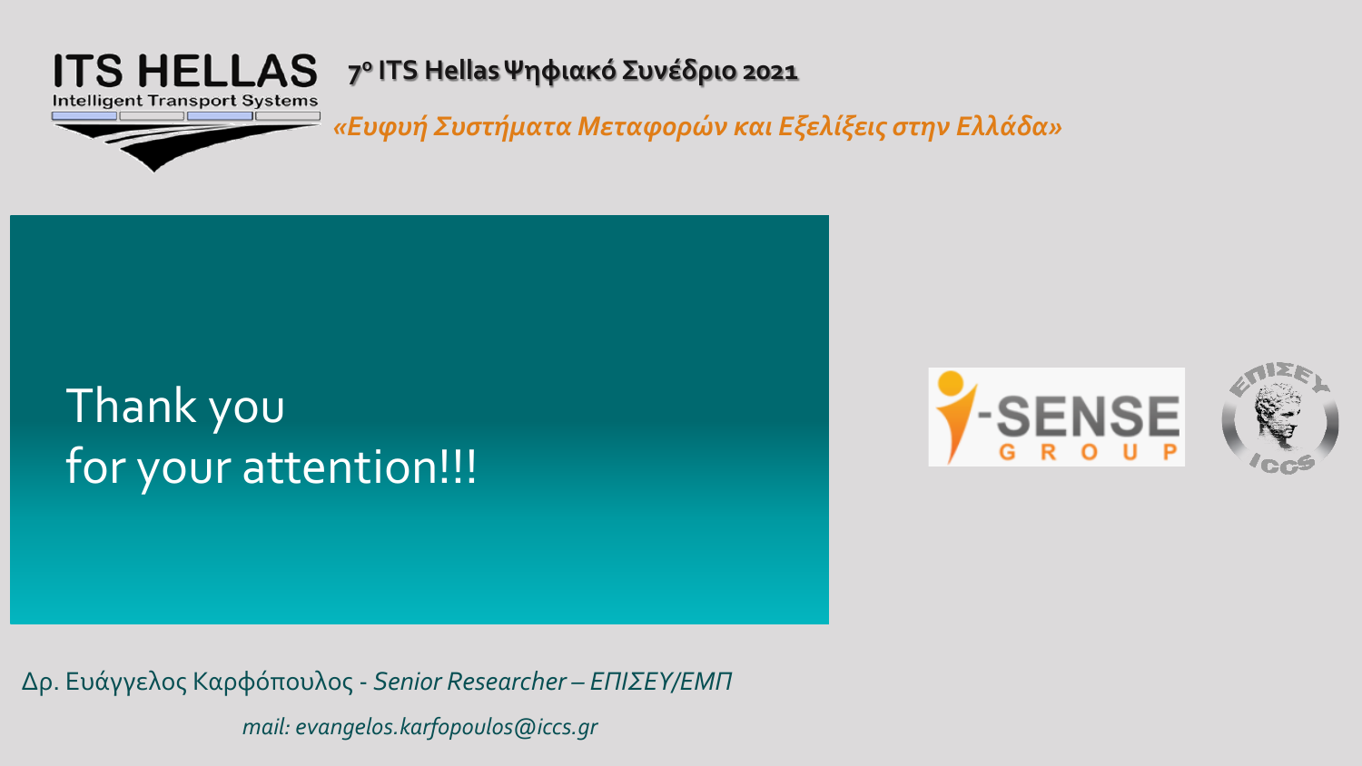# Thank you for your attention!!!

Δρ. Ευάγγελος Καρφόπουλος - *Senior Researcher – ΕΠΙΣΕΥ/ΕΜΠ*

*mail: evangelos.karfopoulos@iccs.gr*